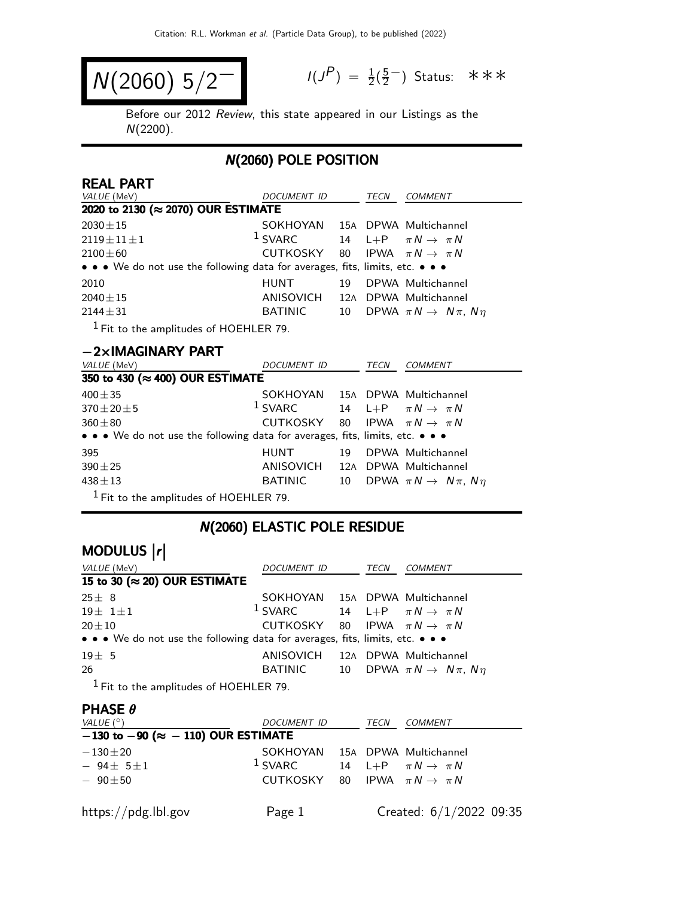# $N(2060)\ 5/2^-$

$I(J^P) = \frac{1}{2}(\frac{5}{2}^-)$ Status: ∗∗∗

Before our 2012 *Review*, this state appeared in our Listings as the $N(2200)$.

## N(2060) POLE POSITION

### REAL PART

| VALUE (MeV) | DOCUMENT ID | | TECN | COMMENT |
|---|---|---|---|---|
| **2020 to 2130 (≈ 2070) OUR ESTIMATE** | | | | |
| 2030±15 | SOKHOYAN | 15A | DPWA | Multichannel |
| 2119±11±1 | [1] SVARC | 14 | L+P | $\pi N \to \pi N$ |
| 2100±60 | CUTKOSKY | 80 | IPWA | $\pi N \to \pi N$ |
| • • • We do not use the following data for averages, fits, limits, etc. • • • | | | | |
| 2010 | HUNT | 19 | DPWA | Multichannel |
| 2040±15 | ANISOVICH | 12A | DPWA | Multichannel |
| 2144±31 | BATINIC | 10 | DPWA | $\pi N \to N\pi$, $N\eta$ |

[1] Fit to the amplitudes of HOEHLER 79.

### −2×IMAGINARY PART

| VALUE (MeV) | DOCUMENT ID | | TECN | COMMENT |
|---|---|---|---|---|
| **350 to 430 (≈ 400) OUR ESTIMATE** | | | | |
| 400±35 | SOKHOYAN | 15A | DPWA | Multichannel |
| 370±20±5 | [1] SVARC | 14 | L+P | $\pi N \to \pi N$ |
| 360±80 | CUTKOSKY | 80 | IPWA | $\pi N \to \pi N$ |
| • • • We do not use the following data for averages, fits, limits, etc. • • • | | | | |
| 395 | HUNT | 19 | DPWA | Multichannel |
| 390±25 | ANISOVICH | 12A | DPWA | Multichannel |
| 438±13 | BATINIC | 10 | DPWA | $\pi N \to N\pi$, $N\eta$ |

[1] Fit to the amplitudes of HOEHLER 79.

## N(2060) ELASTIC POLE RESIDUE

### MODULUS |r|

| VALUE (MeV) | DOCUMENT ID | | TECN | COMMENT |
|---|---|---|---|---|
| **15 to 30 (≈ 20) OUR ESTIMATE** | | | | |
| 25± 8 | SOKHOYAN | 15A | DPWA | Multichannel |
| 19± 1±1 | [1] SVARC | 14 | L+P | $\pi N \to \pi N$ |
| 20±10 | CUTKOSKY | 80 | IPWA | $\pi N \to \pi N$ |
| • • • We do not use the following data for averages, fits, limits, etc. • • • | | | | |
| 19± 5 | ANISOVICH | 12A | DPWA | Multichannel |
| 26 | BATINIC | 10 | DPWA | $\pi N \to N\pi$, $N\eta$ |

[1] Fit to the amplitudes of HOEHLER 79.

### PHASE θ

| VALUE (°) | DOCUMENT ID | | TECN | COMMENT |
|---|---|---|---|---|
| **−130 to −90 (≈ −110) OUR ESTIMATE** | | | | |
| −130±20 | SOKHOYAN | 15A | DPWA | Multichannel |
| − 94± 5±1 | [1] SVARC | 14 | L+P | $\pi N \to \pi N$ |
| − 90±50 | CUTKOSKY | 80 | IPWA | $\pi N \to \pi N$ |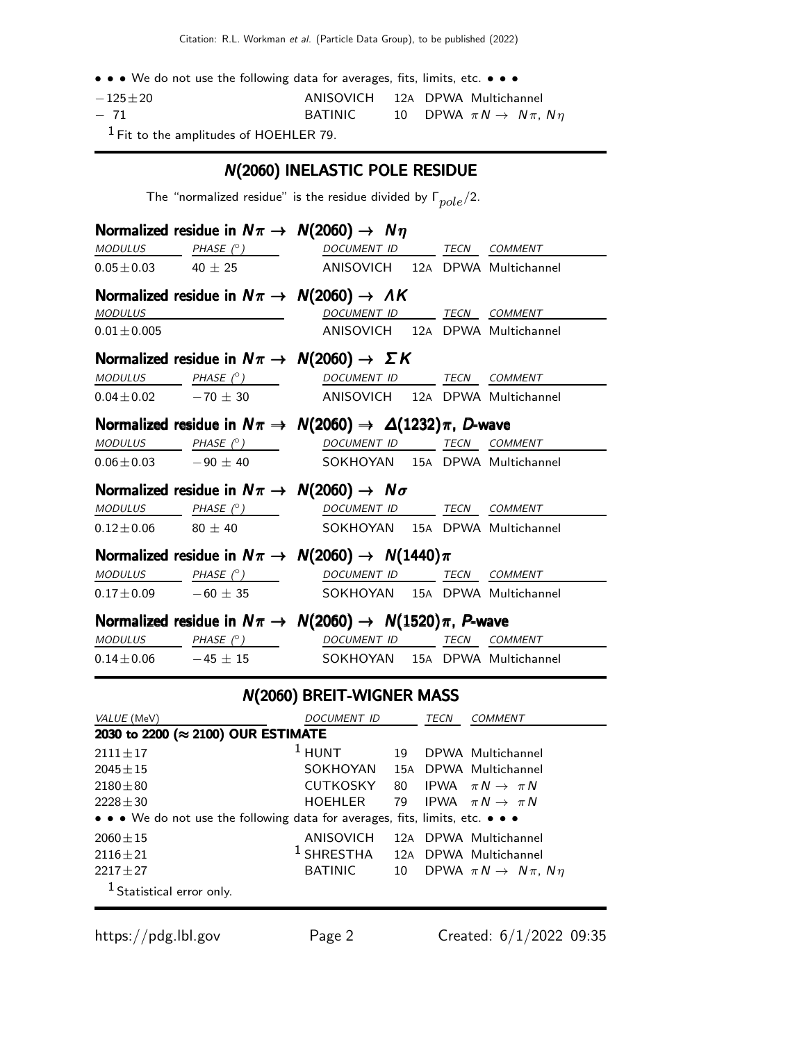• • • We do not use the following data for averages, fits, limits, etc. • • •

| | | | | |
|---|---|---|---|---|
| $-125 \pm 20$ | ANISOVICH | 12A | DPWA | Multichannel |
| $-71$ | BATINIC | 10 | DPWA | $\pi N \to N\pi$, $N\eta$ |

[1] Fit to the amplitudes of HOEHLER 79.

## N(2060) INELASTIC POLE RESIDUE

The "normalized residue" is the residue divided by $\Gamma_{pole}/2$.

### Normalized residue in $N\pi \to N(2060) \to N\eta$

| MODULUS | PHASE (°) | DOCUMENT ID | | TECN | COMMENT |
|---|---|---|---|---|---|
| $0.05 \pm 0.03$ | $40 \pm 25$ | ANISOVICH | 12A | DPWA | Multichannel |

### Normalized residue in $N\pi \to N(2060) \to \Lambda K$

| MODULUS | DOCUMENT ID | | TECN | COMMENT |
|---|---|---|---|---|
| $0.01 \pm 0.005$ | ANISOVICH | 12A | DPWA | Multichannel |

### Normalized residue in $N\pi \to N(2060) \to \Sigma K$

| MODULUS | PHASE (°) | DOCUMENT ID | | TECN | COMMENT |
|---|---|---|---|---|---|
| $0.04 \pm 0.02$ | $-70 \pm 30$ | ANISOVICH | 12A | DPWA | Multichannel |

### Normalized residue in $N\pi \to N(2060) \to \Delta(1232)\pi$, D-wave

| MODULUS | PHASE (°) | DOCUMENT ID | | TECN | COMMENT |
|---|---|---|---|---|---|
| $0.06 \pm 0.03$ | $-90 \pm 40$ | SOKHOYAN | 15A | DPWA | Multichannel |

### Normalized residue in $N\pi \to N(2060) \to N\sigma$

| MODULUS | PHASE (°) | DOCUMENT ID | | TECN | COMMENT |
|---|---|---|---|---|---|
| $0.12 \pm 0.06$ | $80 \pm 40$ | SOKHOYAN | 15A | DPWA | Multichannel |

### Normalized residue in $N\pi \to N(2060) \to N(1440)\pi$

| MODULUS | PHASE (°) | DOCUMENT ID | | TECN | COMMENT |
|---|---|---|---|---|---|
| $0.17 \pm 0.09$ | $-60 \pm 35$ | SOKHOYAN | 15A | DPWA | Multichannel |

### Normalized residue in $N\pi \to N(2060) \to N(1520)\pi$, P-wave

| MODULUS | PHASE (°) | DOCUMENT ID | | TECN | COMMENT |
|---|---|---|---|---|---|
| $0.14 \pm 0.06$ | $-45 \pm 15$ | SOKHOYAN | 15A | DPWA | Multichannel |

## N(2060) BREIT-WIGNER MASS

| VALUE (MeV) | DOCUMENT ID | | TECN | COMMENT |
|---|---|---|---|---|
| **2030 to 2200 (≈ 2100) OUR ESTIMATE** | | | | |
| $2111 \pm 17$ | [1] HUNT | 19 | DPWA | Multichannel |
| $2045 \pm 15$ | SOKHOYAN | 15A | DPWA | Multichannel |
| $2180 \pm 80$ | CUTKOSKY | 80 | IPWA | $\pi N \to \pi N$ |
| $2228 \pm 30$ | HOEHLER | 79 | IPWA | $\pi N \to \pi N$ |
| • • • We do not use the following data for averages, fits, limits, etc. • • • | | | | |
| $2060 \pm 15$ | ANISOVICH | 12A | DPWA | Multichannel |
| $2116 \pm 21$ | [1] SHRESTHA | 12A | DPWA | Multichannel |
| $2217 \pm 27$ | BATINIC | 10 | DPWA | $\pi N \to N\pi$, $N\eta$ |

[1] Statistical error only.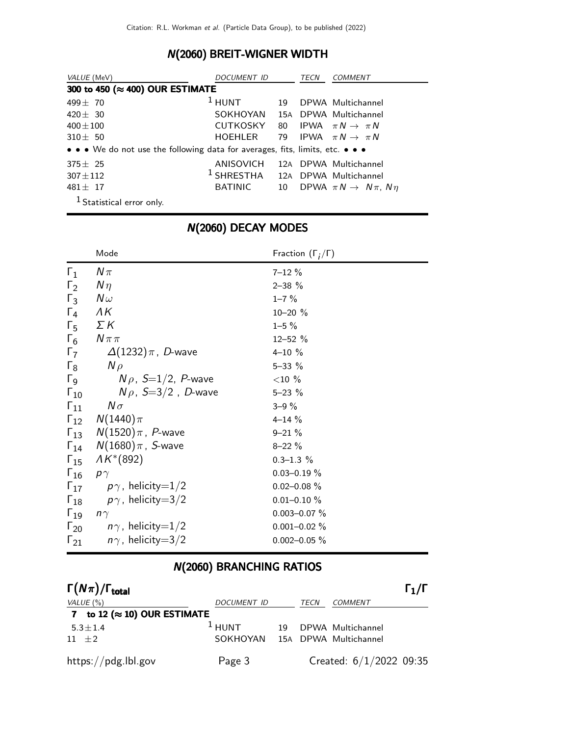## N(2060) BREIT-WIGNER WIDTH

| VALUE (MeV) | DOCUMENT ID | | TECN | COMMENT |
|---|---|---|---|---|
| **300 to 450 (≈ 400) OUR ESTIMATE** | | | | |
| 499± 70 | [1] HUNT | 19 | DPWA | Multichannel |
| 420± 30 | SOKHOYAN | 15A | DPWA | Multichannel |
| 400±100 | CUTKOSKY | 80 | IPWA | $\pi N \rightarrow \pi N$ |
| 310± 50 | HOEHLER | 79 | IPWA | $\pi N \rightarrow \pi N$ |
| • • • We do not use the following data for averages, fits, limits, etc. • • • | | | | |
| 375± 25 | ANISOVICH | 12A | DPWA | Multichannel |
| 307±112 | [1] SHRESTHA | 12A | DPWA | Multichannel |
| 481± 17 | BATINIC | 10 | DPWA | $\pi N \rightarrow N\pi$, $N\eta$ |

[1] Statistical error only.

## N(2060) DECAY MODES

| | Mode | Fraction ($\Gamma_i/\Gamma$) |
|---|---|---|
| $\Gamma_1$ | $N\pi$ | 7–12 % |
| $\Gamma_2$ | $N\eta$ | 2–38 % |
| $\Gamma_3$ | $N\omega$ | 1–7 % |
| $\Gamma_4$ | $\Lambda K$ | 10–20 % |
| $\Gamma_5$ | $\Sigma K$ | 1–5 % |
| $\Gamma_6$ | $N\pi\pi$ | 12–52 % |
| $\Gamma_7$ | $\Delta(1232)\pi$, $D$-wave | 4–10 % |
| $\Gamma_8$ | $N\rho$ | 5–33 % |
| $\Gamma_9$ | $N\rho$, $S$=1/2, $P$-wave | <10 % |
| $\Gamma_{10}$ | $N\rho$, $S$=3/2 , $D$-wave | 5–23 % |
| $\Gamma_{11}$ | $N\sigma$ | 3–9 % |
| $\Gamma_{12}$ | $N(1440)\pi$ | 4–14 % |
| $\Gamma_{13}$ | $N(1520)\pi$, $P$-wave | 9–21 % |
| $\Gamma_{14}$ | $N(1680)\pi$, $S$-wave | 8–22 % |
| $\Gamma_{15}$ | $\Lambda K^*(892)$ | 0.3–1.3 % |
| $\Gamma_{16}$ | $p\gamma$ | 0.03–0.19 % |
| $\Gamma_{17}$ | $p\gamma$, helicity=1/2 | 0.02–0.08 % |
| $\Gamma_{18}$ | $p\gamma$, helicity=3/2 | 0.01–0.10 % |
| $\Gamma_{19}$ | $n\gamma$ | 0.003–0.07 % |
| $\Gamma_{20}$ | $n\gamma$, helicity=1/2 | 0.001–0.02 % |
| $\Gamma_{21}$ | $n\gamma$, helicity=3/2 | 0.002–0.05 % |

## N(2060) BRANCHING RATIOS

### $\Gamma(N\pi)/\Gamma_{total}$ — $\Gamma_1/\Gamma$

| VALUE (%) | DOCUMENT ID | | TECN | COMMENT |
|---|---|---|---|---|
| **7 to 12 (≈ 10) OUR ESTIMATE** | | | | |
| 5.3±1.4 | [1] HUNT | 19 | DPWA | Multichannel |
| 11 ±2 | SOKHOYAN | 15A | DPWA | Multichannel |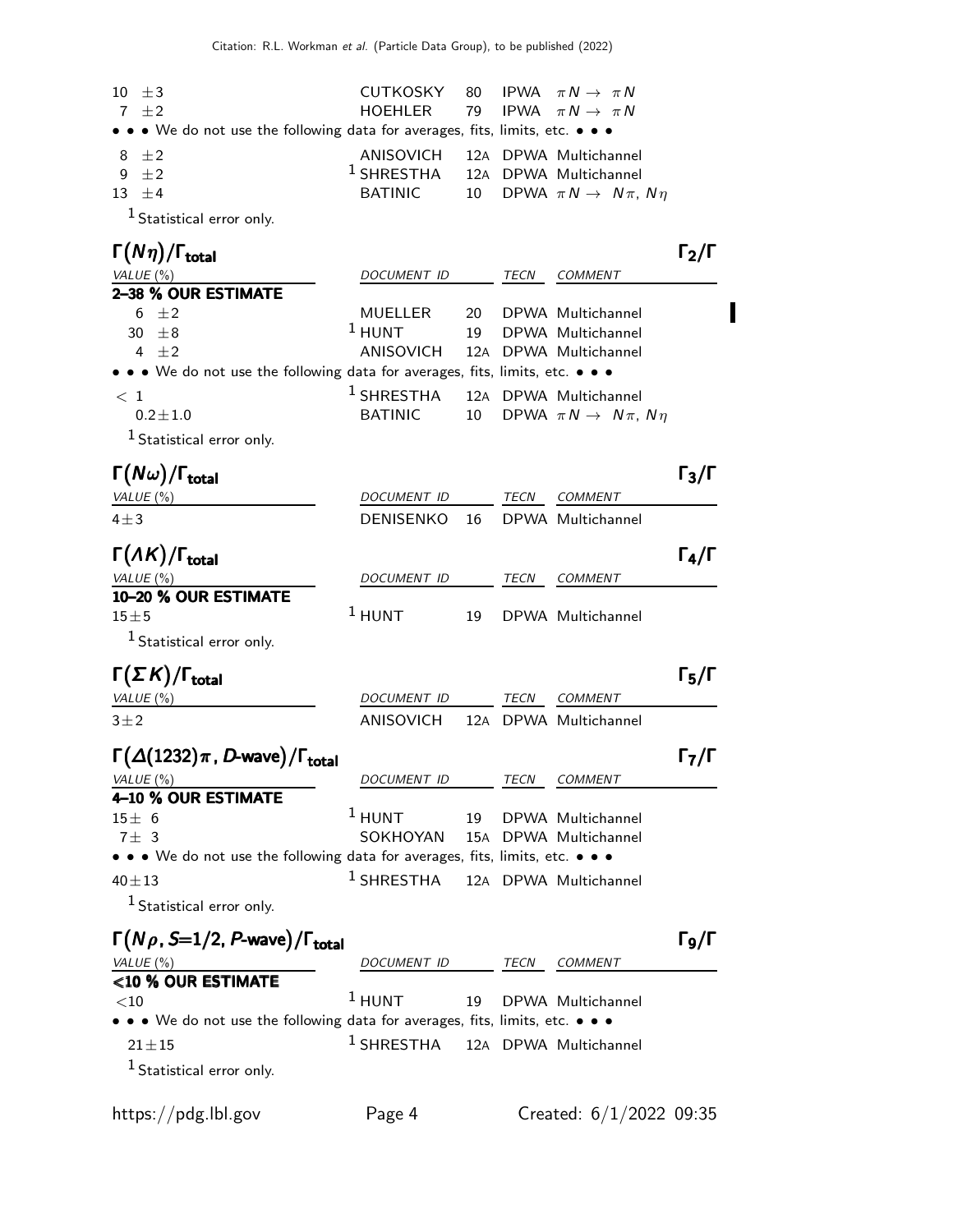| VALUE | DOCUMENT ID | | TECN | COMMENT |
|---|---|---|---|---|
| 10 ±3 | CUTKOSKY | 80 | IPWA | $\pi N \rightarrow \pi N$ |
| 7 ±2 | HOEHLER | 79 | IPWA | $\pi N \rightarrow \pi N$ |
| • • • We do not use the following data for averages, fits, limits, etc. • • • | | | | |
| 8 ±2 | ANISOVICH | 12A | DPWA | Multichannel |
| 9 ±2 | [1] SHRESTHA | 12A | DPWA | Multichannel |
| 13 ±4 | BATINIC | 10 | DPWA | $\pi N \rightarrow N\pi$, $N\eta$ |

[1] Statistical error only.

## $\Gamma(N\eta)/\Gamma_{\text{total}}$ — $\Gamma_2/\Gamma$

| VALUE (%) | DOCUMENT ID | | TECN | COMMENT |
|---|---|---|---|---|
| **2–38 % OUR ESTIMATE** | | | | |
| 6 ±2 | MUELLER | 20 | DPWA | Multichannel |
| 30 ±8 | [1] HUNT | 19 | DPWA | Multichannel |
| 4 ±2 | ANISOVICH | 12A | DPWA | Multichannel |
| • • • We do not use the following data for averages, fits, limits, etc. • • • | | | | |
| < 1 | [1] SHRESTHA | 12A | DPWA | Multichannel |
| 0.2±1.0 | BATINIC | 10 | DPWA | $\pi N \rightarrow N\pi$, $N\eta$ |

[1] Statistical error only.

## $\Gamma(N\omega)/\Gamma_{\text{total}}$ — $\Gamma_3/\Gamma$

| VALUE (%) | DOCUMENT ID | | TECN | COMMENT |
|---|---|---|---|---|
| 4±3 | DENISENKO | 16 | DPWA | Multichannel |

## $\Gamma(\Lambda K)/\Gamma_{\text{total}}$ — $\Gamma_4/\Gamma$

| VALUE (%) | DOCUMENT ID | | TECN | COMMENT |
|---|---|---|---|---|
| **10–20 % OUR ESTIMATE** | | | | |
| 15±5 | [1] HUNT | 19 | DPWA | Multichannel |

[1] Statistical error only.

## $\Gamma(\Sigma K)/\Gamma_{\text{total}}$ — $\Gamma_5/\Gamma$

| VALUE (%) | DOCUMENT ID | | TECN | COMMENT |
|---|---|---|---|---|
| 3±2 | ANISOVICH | 12A | DPWA | Multichannel |

## $\Gamma(\Delta(1232)\pi$, D-wave$)/\Gamma_{\text{total}}$ — $\Gamma_7/\Gamma$

| VALUE (%) | DOCUMENT ID | | TECN | COMMENT |
|---|---|---|---|---|
| **4–10 % OUR ESTIMATE** | | | | |
| 15± 6 | [1] HUNT | 19 | DPWA | Multichannel |
| 7± 3 | SOKHOYAN | 15A | DPWA | Multichannel |
| • • • We do not use the following data for averages, fits, limits, etc. • • • | | | | |
| 40±13 | [1] SHRESTHA | 12A | DPWA | Multichannel |

[1] Statistical error only.

## $\Gamma(N\rho$, $S$=1/2, P-wave$)/\Gamma_{\text{total}}$ — $\Gamma_9/\Gamma$

| VALUE (%) | DOCUMENT ID | | TECN | COMMENT |
|---|---|---|---|---|
| **<10 % OUR ESTIMATE** | | | | |
| <10 | [1] HUNT | 19 | DPWA | Multichannel |
| • • • We do not use the following data for averages, fits, limits, etc. • • • | | | | |
| 21±15 | [1] SHRESTHA | 12A | DPWA | Multichannel |

[1] Statistical error only.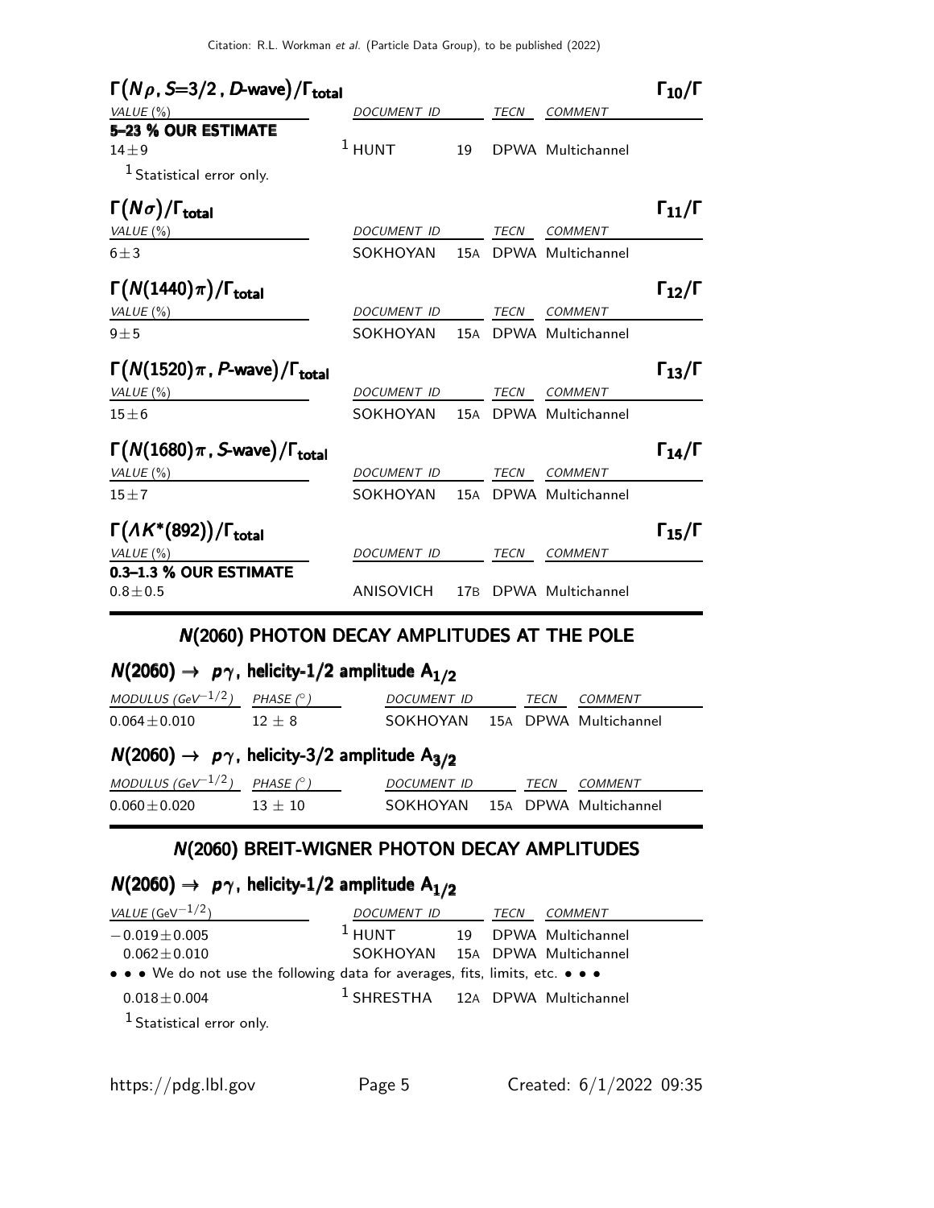### $\Gamma(N\rho, S{=}3/2, D\text{-wave})/\Gamma_{\text{total}}$ $\Gamma_{10}/\Gamma$

| VALUE (%) | DOCUMENT ID | | TECN | COMMENT |
|---|---|---|---|---|
| **5–23 % OUR ESTIMATE** | | | | |
| $14 \pm 9$ | [1] HUNT | 19 | DPWA | Multichannel |

[1] Statistical error only.

### $\Gamma(N\sigma)/\Gamma_{\text{total}}$ $\Gamma_{11}/\Gamma$

| VALUE (%) | DOCUMENT ID | | TECN | COMMENT |
|---|---|---|---|---|
| $6 \pm 3$ | SOKHOYAN | 15A | DPWA | Multichannel |

### $\Gamma(N(1440)\pi)/\Gamma_{\text{total}}$ $\Gamma_{12}/\Gamma$

| VALUE (%) | DOCUMENT ID | | TECN | COMMENT |
|---|---|---|---|---|
| $9 \pm 5$ | SOKHOYAN | 15A | DPWA | Multichannel |

### $\Gamma(N(1520)\pi, P\text{-wave})/\Gamma_{\text{total}}$ $\Gamma_{13}/\Gamma$

| VALUE (%) | DOCUMENT ID | | TECN | COMMENT |
|---|---|---|---|---|
| $15 \pm 6$ | SOKHOYAN | 15A | DPWA | Multichannel |

### $\Gamma(N(1680)\pi, S\text{-wave})/\Gamma_{\text{total}}$ $\Gamma_{14}/\Gamma$

| VALUE (%) | DOCUMENT ID | | TECN | COMMENT |
|---|---|---|---|---|
| $15 \pm 7$ | SOKHOYAN | 15A | DPWA | Multichannel |

### $\Gamma(\Lambda K^*(892))/\Gamma_{\text{total}}$ $\Gamma_{15}/\Gamma$

| VALUE (%) | DOCUMENT ID | | TECN | COMMENT |
|---|---|---|---|---|
| **0.3–1.3 % OUR ESTIMATE** | | | | |
| $0.8 \pm 0.5$ | ANISOVICH | 17B | DPWA | Multichannel |

## N(2060) PHOTON DECAY AMPLITUDES AT THE POLE

### $N(2060) \to p\gamma$, helicity-1/2 amplitude $A_{1/2}$

| MODULUS ($\text{GeV}^{-1/2}$) | PHASE (°) | DOCUMENT ID | | TECN | COMMENT |
|---|---|---|---|---|---|
| $0.064 \pm 0.010$ | $12 \pm 8$ | SOKHOYAN | 15A | DPWA | Multichannel |

### $N(2060) \to p\gamma$, helicity-3/2 amplitude $A_{3/2}$

| MODULUS ($\text{GeV}^{-1/2}$) | PHASE (°) | DOCUMENT ID | | TECN | COMMENT |
|---|---|---|---|---|---|
| $0.060 \pm 0.020$ | $13 \pm 10$ | SOKHOYAN | 15A | DPWA | Multichannel |

## N(2060) BREIT-WIGNER PHOTON DECAY AMPLITUDES

### $N(2060) \to p\gamma$, helicity-1/2 amplitude $A_{1/2}$

| VALUE ($\text{GeV}^{-1/2}$) | DOCUMENT ID | | TECN | COMMENT |
|---|---|---|---|---|
| $-0.019 \pm 0.005$ | [1] HUNT | 19 | DPWA | Multichannel |
| $0.062 \pm 0.010$ | SOKHOYAN | 15A | DPWA | Multichannel |
| • • • We do not use the following data for averages, fits, limits, etc. • • • | | | | |
| $0.018 \pm 0.004$ | [1] SHRESTHA | 12A | DPWA | Multichannel |

[1] Statistical error only.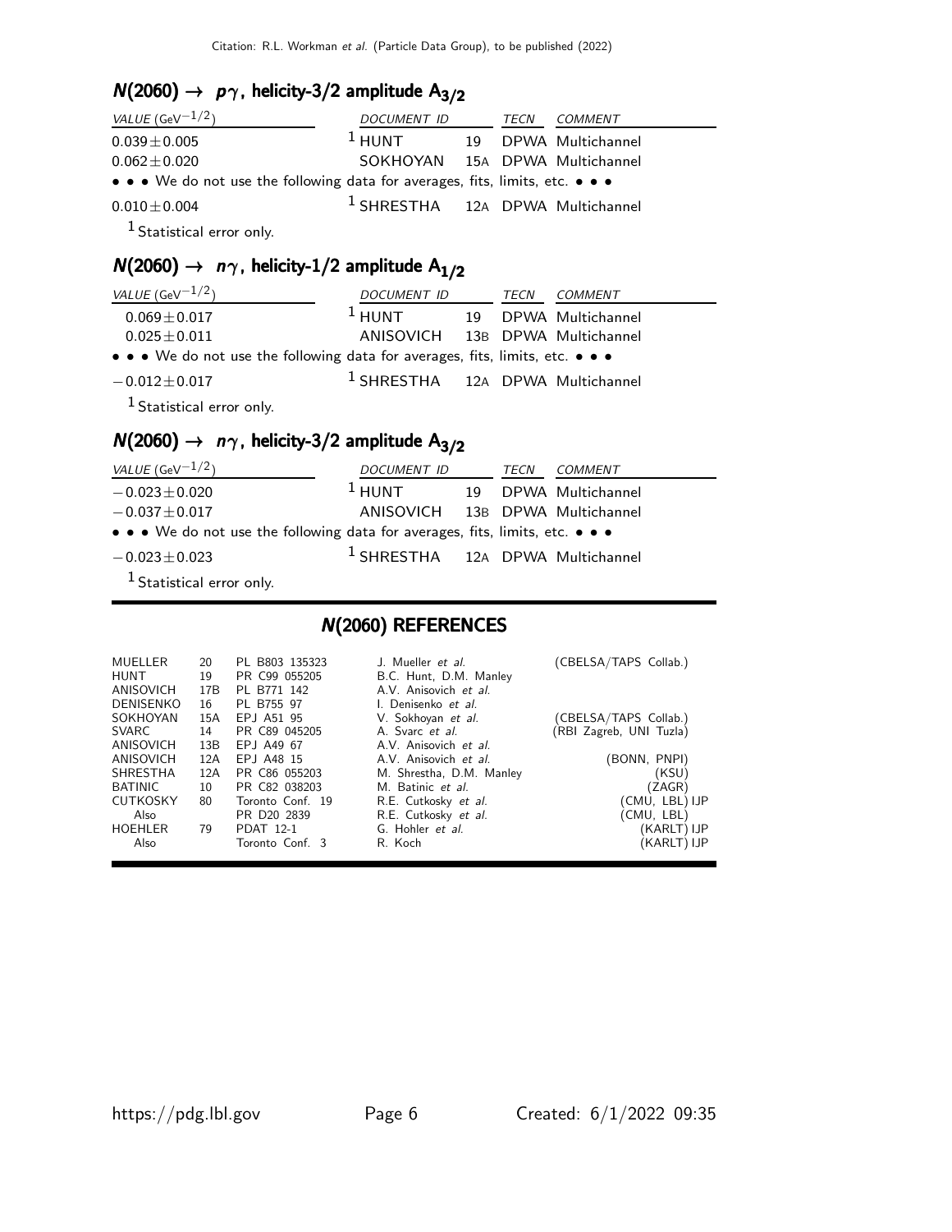## $N(2060) \to p\gamma$, helicity-3/2 amplitude $A_{3/2}$

| VALUE ($GeV^{-1/2}$) | DOCUMENT ID | | TECN | COMMENT |
|---|---|---|---|---|
| $0.039 \pm 0.005$ | [1] HUNT | 19 | DPWA | Multichannel |
| $0.062 \pm 0.020$ | SOKHOYAN | 15A | DPWA | Multichannel |
| • • • We do not use the following data for averages, fits, limits, etc. • • • | | | | |
| $0.010 \pm 0.004$ | [1] SHRESTHA | 12A | DPWA | Multichannel |

[1] Statistical error only.

## $N(2060) \to n\gamma$, helicity-1/2 amplitude $A_{1/2}$

| VALUE ($GeV^{-1/2}$) | DOCUMENT ID | | TECN | COMMENT |
|---|---|---|---|---|
| $0.069 \pm 0.017$ | [1] HUNT | 19 | DPWA | Multichannel |
| $0.025 \pm 0.011$ | ANISOVICH | 13B | DPWA | Multichannel |
| • • • We do not use the following data for averages, fits, limits, etc. • • • | | | | |
| $-0.012 \pm 0.017$ | [1] SHRESTHA | 12A | DPWA | Multichannel |

[1] Statistical error only.

## $N(2060) \to n\gamma$, helicity-3/2 amplitude $A_{3/2}$

| VALUE ($GeV^{-1/2}$) | DOCUMENT ID | | TECN | COMMENT |
|---|---|---|---|---|
| $-0.023 \pm 0.020$ | [1] HUNT | 19 | DPWA | Multichannel |
| $-0.037 \pm 0.017$ | ANISOVICH | 13B | DPWA | Multichannel |
| • • • We do not use the following data for averages, fits, limits, etc. • • • | | | | |
| $-0.023 \pm 0.023$ | [1] SHRESTHA | 12A | DPWA | Multichannel |

[1] Statistical error only.

## N(2060) REFERENCES

| | | | | |
|---|---|---|---|---|
| MUELLER | 20 | PL B803 135323 | J. Mueller *et al.* | (CBELSA/TAPS Collab.) |
| HUNT | 19 | PR C99 055205 | B.C. Hunt, D.M. Manley | |
| ANISOVICH | 17B | PL B771 142 | A.V. Anisovich *et al.* | |
| DENISENKO | 16 | PL B755 97 | I. Denisenko *et al.* | |
| SOKHOYAN | 15A | EPJ A51 95 | V. Sokhoyan *et al.* | (CBELSA/TAPS Collab.) |
| SVARC | 14 | PR C89 045205 | A. Svarc *et al.* | (RBI Zagreb, UNI Tuzla) |
| ANISOVICH | 13B | EPJ A49 67 | A.V. Anisovich *et al.* | |
| ANISOVICH | 12A | EPJ A48 15 | A.V. Anisovich *et al.* | (BONN, PNPI) |
| SHRESTHA | 12A | PR C86 055203 | M. Shrestha, D.M. Manley | (KSU) |
| BATINIC | 10 | PR C82 038203 | M. Batinic *et al.* | (ZAGR) |
| CUTKOSKY | 80 | Toronto Conf. 19 | R.E. Cutkosky *et al.* | (CMU, LBL) IJP |
| Also | | PR D20 2839 | R.E. Cutkosky *et al.* | (CMU, LBL) |
| HOEHLER | 79 | PDAT 12-1 | G. Hohler *et al.* | (KARLT) IJP |
| Also | | Toronto Conf. 3 | R. Koch | (KARLT) IJP |